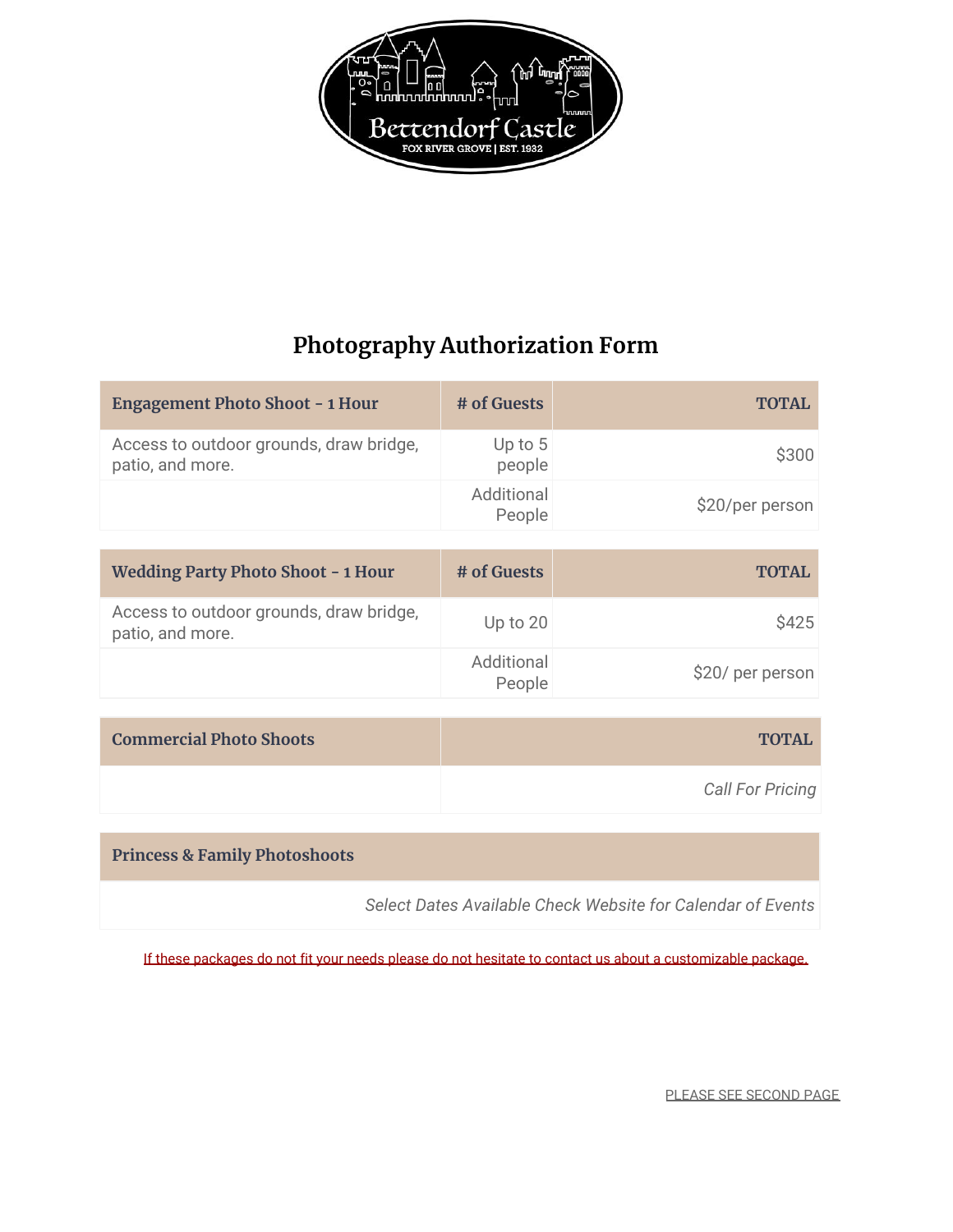Bettendorf Castle

FOX RIVER GROVE | EST. 1932

# Photography Authorization Form

| Engagement Photo Shoot - 1 Hour | # of Guests | TOTAL |
|---|---|---|
| Access to outdoor grounds, draw bridge, patio, and more. | Up to 5 people | $300 |
| | Additional People | $20/per person |

| Wedding Party Photo Shoot - 1 Hour | # of Guests | TOTAL |
|---|---|---|
| Access to outdoor grounds, draw bridge, patio, and more. | Up to 20 | $425 |
| | Additional People | $20/ per person |

| Commercial Photo Shoots | TOTAL |
|---|---|
| | *Call For Pricing* |

| Princess & Family Photoshoots |
|---|
| *Select Dates Available Check Website for Calendar of Events* |

If these packages do not fit your needs please do not hesitate to contact us about a customizable package.

PLEASE SEE SECOND PAGE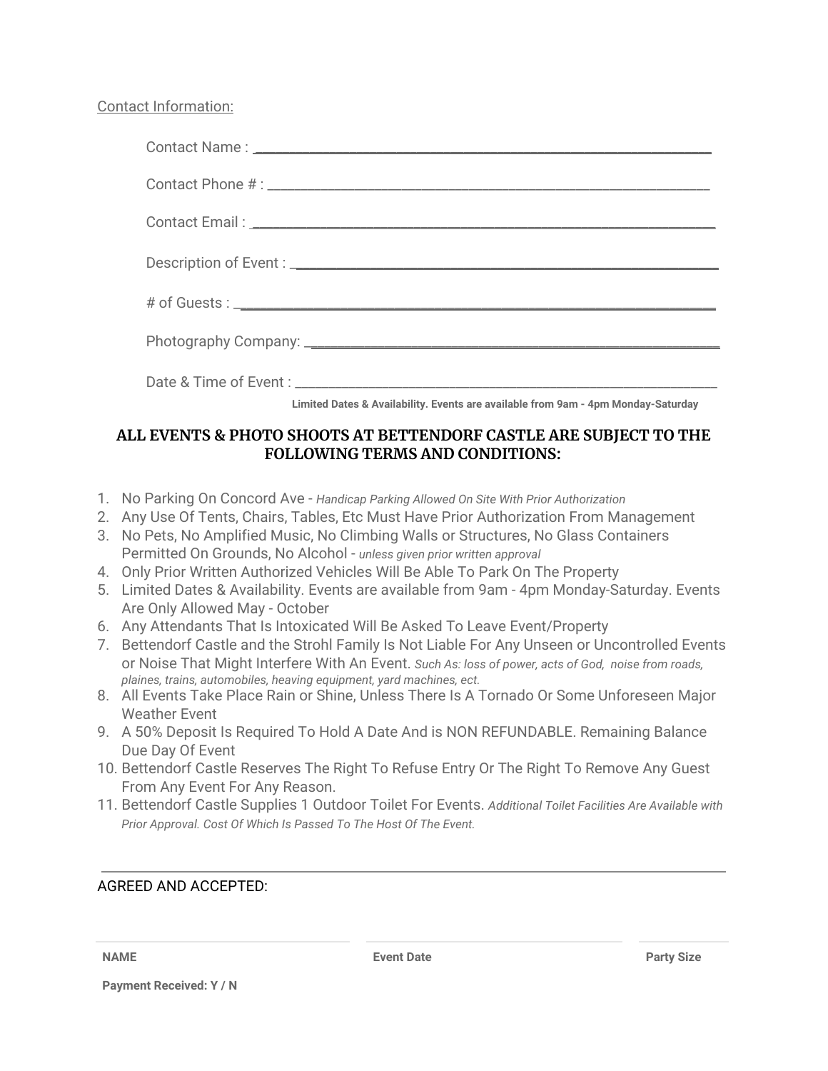Contact Information:

Contact Name : ____________________________________________________________

Contact Phone # : __________________________________________________________

Contact Email : _____________________________________________________________

Description of Event : _______________________________________________________

# of Guests : _______________________________________________________________

Photography Company: ______________________________________________________

Date & Time of Event : ______________________________________________________

**Limited Dates & Availability. Events are available from 9am - 4pm Monday-Saturday**

## ALL EVENTS & PHOTO SHOOTS AT BETTENDORF CASTLE ARE SUBJECT TO THE FOLLOWING TERMS AND CONDITIONS:

1. No Parking On Concord Ave - *Handicap Parking Allowed On Site With Prior Authorization*
2. Any Use Of Tents, Chairs, Tables, Etc Must Have Prior Authorization From Management
3. No Pets, No Amplified Music, No Climbing Walls or Structures, No Glass Containers Permitted On Grounds, No Alcohol - *unless given prior written approval*
4. Only Prior Written Authorized Vehicles Will Be Able To Park On The Property
5. Limited Dates & Availability. Events are available from 9am - 4pm Monday-Saturday. Events Are Only Allowed May - October
6. Any Attendants That Is Intoxicated Will Be Asked To Leave Event/Property
7. Bettendorf Castle and the Strohl Family Is Not Liable For Any Unseen or Uncontrolled Events or Noise That Might Interfere With An Event. *Such As: loss of power, acts of God, noise from roads, plaines, trains, automobiles, heaving equipment, yard machines, ect.*
8. All Events Take Place Rain or Shine, Unless There Is A Tornado Or Some Unforeseen Major Weather Event
9. A 50% Deposit Is Required To Hold A Date And is NON REFUNDABLE. Remaining Balance Due Day Of Event
10. Bettendorf Castle Reserves The Right To Refuse Entry Or The Right To Remove Any Guest From Any Event For Any Reason.
11. Bettendorf Castle Supplies 1 Outdoor Toilet For Events. *Additional Toilet Facilities Are Available with Prior Approval. Cost Of Which Is Passed To The Host Of The Event.*

---

AGREED AND ACCEPTED:

| **NAME** | **Event Date** | **Party Size** |
| --- | --- | --- |

**Payment Received: Y / N**